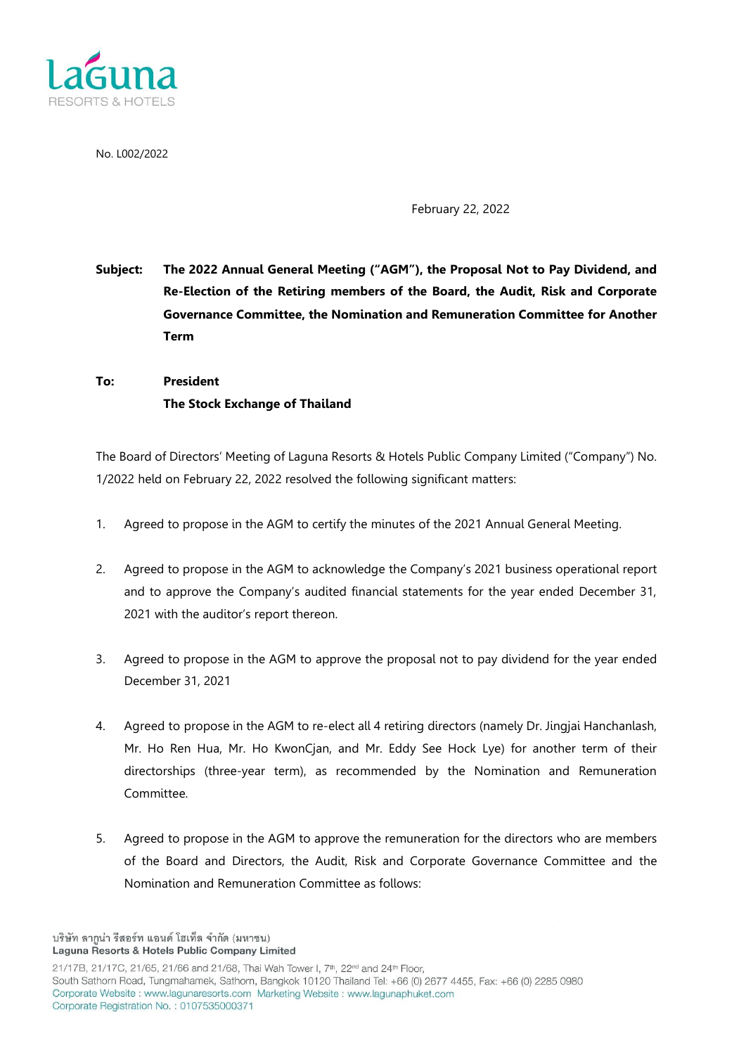No. L002/2022

February 22, 2022

**Subject: The 2022 Annual General Meeting ("AGM"), the Proposal Not to Pay Dividend, and Re-Election of the Retiring members of the Board, the Audit, Risk and Corporate Governance Committee, the Nomination and Remuneration Committee for Another Term**

**To: President**
**The Stock Exchange of Thailand**

The Board of Directors' Meeting of Laguna Resorts & Hotels Public Company Limited ("Company") No. 1/2022 held on February 22, 2022 resolved the following significant matters:

1. Agreed to propose in the AGM to certify the minutes of the 2021 Annual General Meeting.

2. Agreed to propose in the AGM to acknowledge the Company's 2021 business operational report and to approve the Company's audited financial statements for the year ended December 31, 2021 with the auditor's report thereon.

3. Agreed to propose in the AGM to approve the proposal not to pay dividend for the year ended December 31, 2021

4. Agreed to propose in the AGM to re-elect all 4 retiring directors (namely Dr. Jingjai Hanchanlash, Mr. Ho Ren Hua, Mr. Ho KwonCjan, and Mr. Eddy See Hock Lye) for another term of their directorships (three-year term), as recommended by the Nomination and Remuneration Committee.

5. Agreed to propose in the AGM to approve the remuneration for the directors who are members of the Board and Directors, the Audit, Risk and Corporate Governance Committee and the Nomination and Remuneration Committee as follows: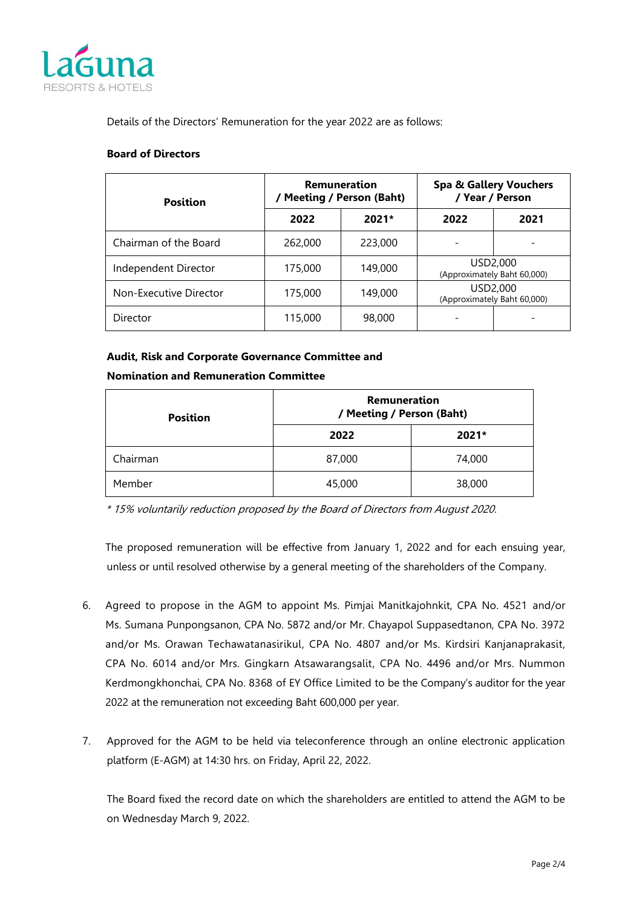Details of the Directors' Remuneration for the year 2022 are as follows:

**Board of Directors**

| Position | Remuneration / Meeting / Person (Baht) | | Spa & Gallery Vouchers / Year / Person | |
|---|---|---|---|---|
| | 2022 | 2021* | 2022 | 2021 |
| Chairman of the Board | 262,000 | 223,000 | - | - |
| Independent Director | 175,000 | 149,000 | USD2,000 (Approximately Baht 60,000) | |
| Non-Executive Director | 175,000 | 149,000 | USD2,000 (Approximately Baht 60,000) | |
| Director | 115,000 | 98,000 | - | - |

**Audit, Risk and Corporate Governance Committee and**

**Nomination and Remuneration Committee**

| Position | Remuneration / Meeting / Person (Baht) | |
|---|---|---|
| | 2022 | 2021* |
| Chairman | 87,000 | 74,000 |
| Member | 45,000 | 38,000 |

*\* 15% voluntarily reduction proposed by the Board of Directors from August 2020.*

The proposed remuneration will be effective from January 1, 2022 and for each ensuing year, unless or until resolved otherwise by a general meeting of the shareholders of the Company.

6. Agreed to propose in the AGM to appoint Ms. Pimjai Manitkajohnkit, CPA No. 4521 and/or Ms. Sumana Punpongsanon, CPA No. 5872 and/or Mr. Chayapol Suppasedtanon, CPA No. 3972 and/or Ms. Orawan Techawatanasirikul, CPA No. 4807 and/or Ms. Kirdsiri Kanjanaprakasit, CPA No. 6014 and/or Mrs. Gingkarn Atsawarangsalit, CPA No. 4496 and/or Mrs. Nummon Kerdmongkhonchai, CPA No. 8368 of EY Office Limited to be the Company's auditor for the year 2022 at the remuneration not exceeding Baht 600,000 per year.

7. Approved for the AGM to be held via teleconference through an online electronic application platform (E-AGM) at 14:30 hrs. on Friday, April 22, 2022.

   The Board fixed the record date on which the shareholders are entitled to attend the AGM to be on Wednesday March 9, 2022.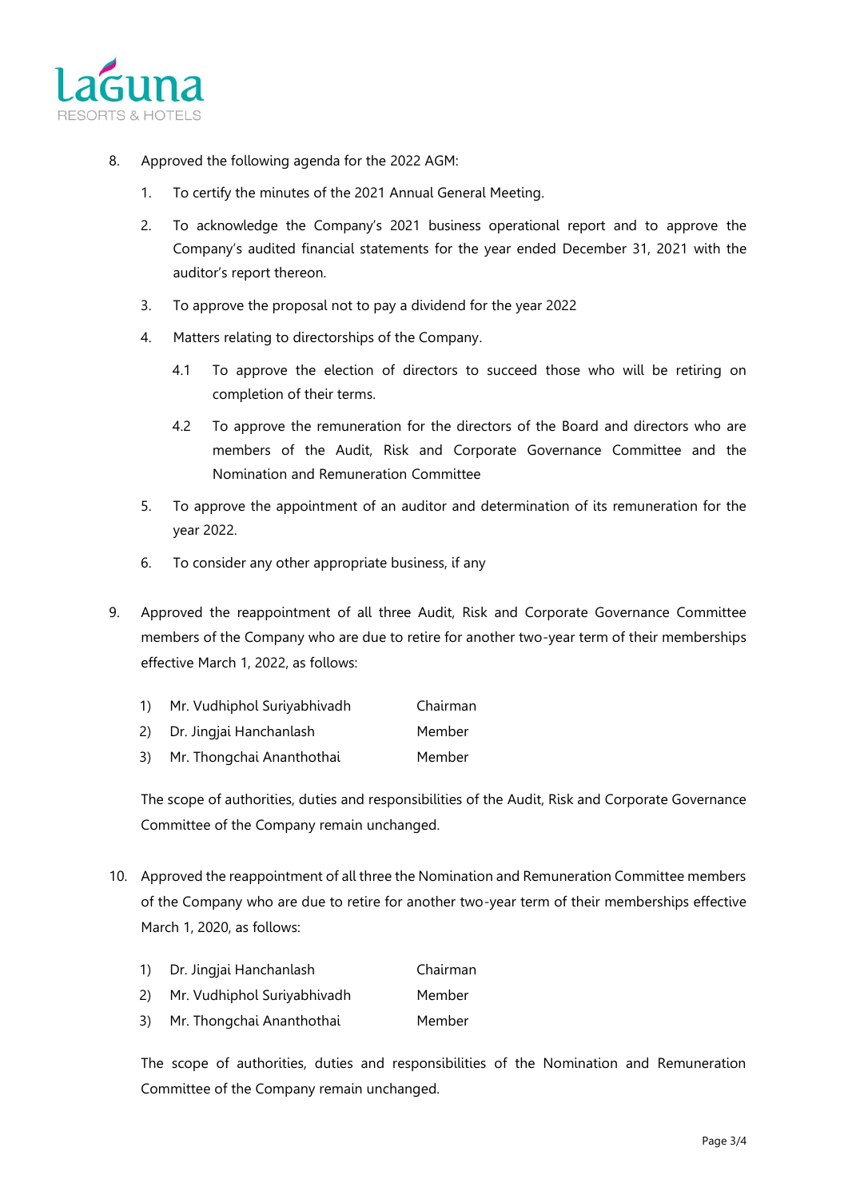8. Approved the following agenda for the 2022 AGM:

   1. To certify the minutes of the 2021 Annual General Meeting.

   2. To acknowledge the Company's 2021 business operational report and to approve the Company's audited financial statements for the year ended December 31, 2021 with the auditor's report thereon.

   3. To approve the proposal not to pay a dividend for the year 2022

   4. Matters relating to directorships of the Company.

      4.1 To approve the election of directors to succeed those who will be retiring on completion of their terms.

      4.2 To approve the remuneration for the directors of the Board and directors who are members of the Audit, Risk and Corporate Governance Committee and the Nomination and Remuneration Committee

   5. To approve the appointment of an auditor and determination of its remuneration for the year 2022.

   6. To consider any other appropriate business, if any

9. Approved the reappointment of all three Audit, Risk and Corporate Governance Committee members of the Company who are due to retire for another two-year term of their memberships effective March 1, 2022, as follows:

   1) Mr. Vudhiphol Suriyabhivadh — Chairman
   2) Dr. Jingjai Hanchanlash — Member
   3) Mr. Thongchai Ananthothai — Member

   The scope of authorities, duties and responsibilities of the Audit, Risk and Corporate Governance Committee of the Company remain unchanged.

10. Approved the reappointment of all three the Nomination and Remuneration Committee members of the Company who are due to retire for another two-year term of their memberships effective March 1, 2020, as follows:

   1) Dr. Jingjai Hanchanlash — Chairman
   2) Mr. Vudhiphol Suriyabhivadh — Member
   3) Mr. Thongchai Ananthothai — Member

   The scope of authorities, duties and responsibilities of the Nomination and Remuneration Committee of the Company remain unchanged.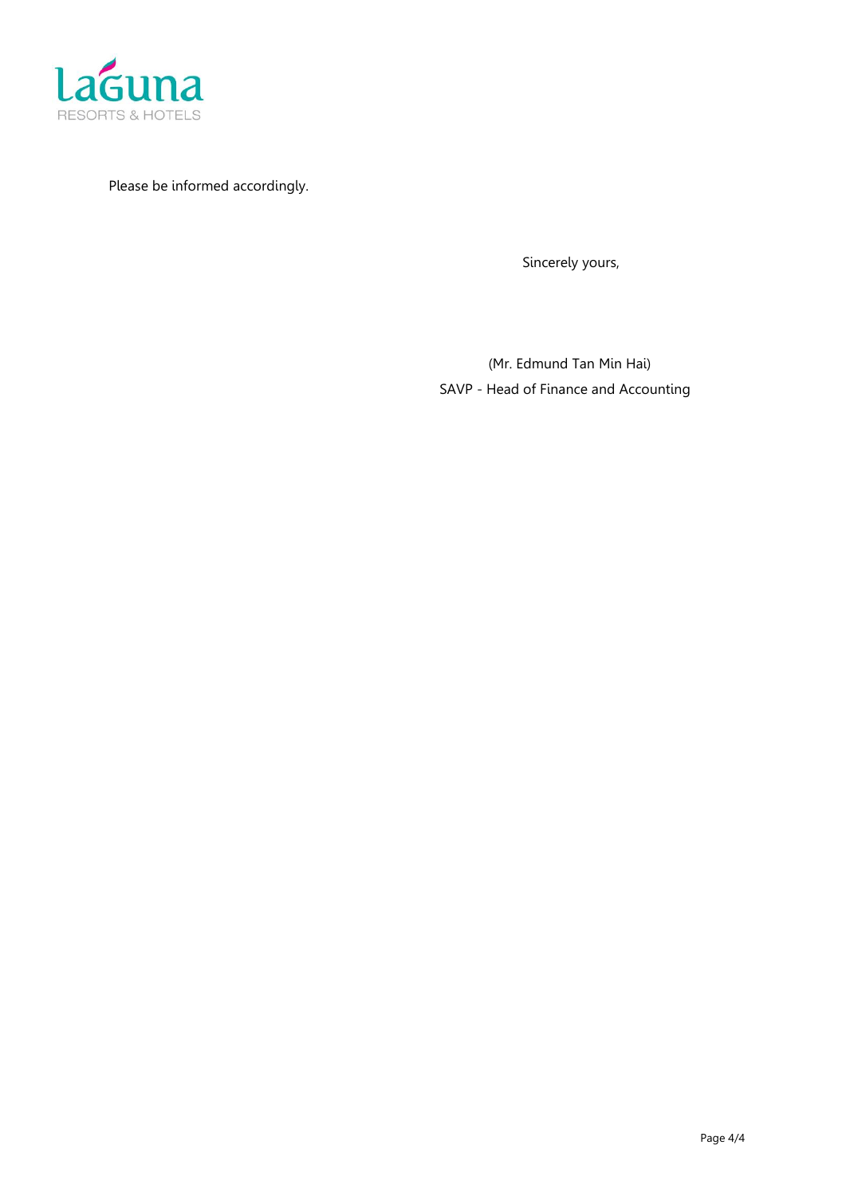Please be informed accordingly.

Sincerely yours,

(Mr. Edmund Tan Min Hai)
SAVP - Head of Finance and Accounting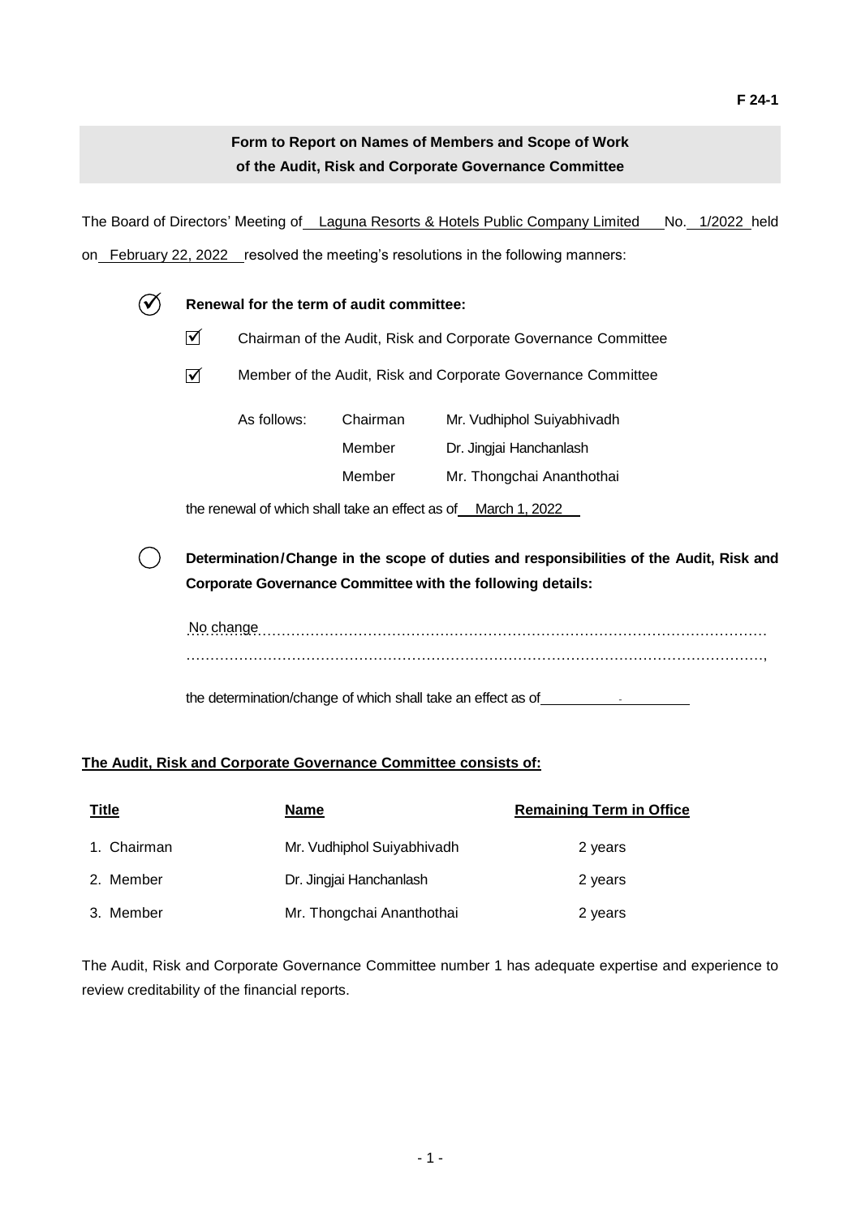F 24-1

## Form to Report on Names of Members and Scope of Work of the Audit, Risk and Corporate Governance Committee

The Board of Directors' Meeting of Laguna Resorts & Hotels Public Company Limited No. 1/2022 held on February 22, 2022 resolved the meeting's resolutions in the following manners:

☑ **Renewal for the term of audit committee:**

- ☑ Chairman of the Audit, Risk and Corporate Governance Committee
- ☑ Member of the Audit, Risk and Corporate Governance Committee

| As follows: | Chairman | Mr. Vudhiphol Suiyabhivadh |
|---|---|---|
| | Member | Dr. Jingjai Hanchanlash |
| | Member | Mr. Thongchai Ananthothai |

the renewal of which shall take an effect as of March 1, 2022

◯ **Determination/Change in the scope of duties and responsibilities of the Audit, Risk and Corporate Governance Committee with the following details:**

No change

the determination/change of which shall take an effect as of -

**The Audit, Risk and Corporate Governance Committee consists of:**

| Title | Name | Remaining Term in Office |
|---|---|---|
| 1. Chairman | Mr. Vudhiphol Suiyabhivadh | 2 years |
| 2. Member | Dr. Jingjai Hanchanlash | 2 years |
| 3. Member | Mr. Thongchai Ananthothai | 2 years |

The Audit, Risk and Corporate Governance Committee number 1 has adequate expertise and experience to review creditability of the financial reports.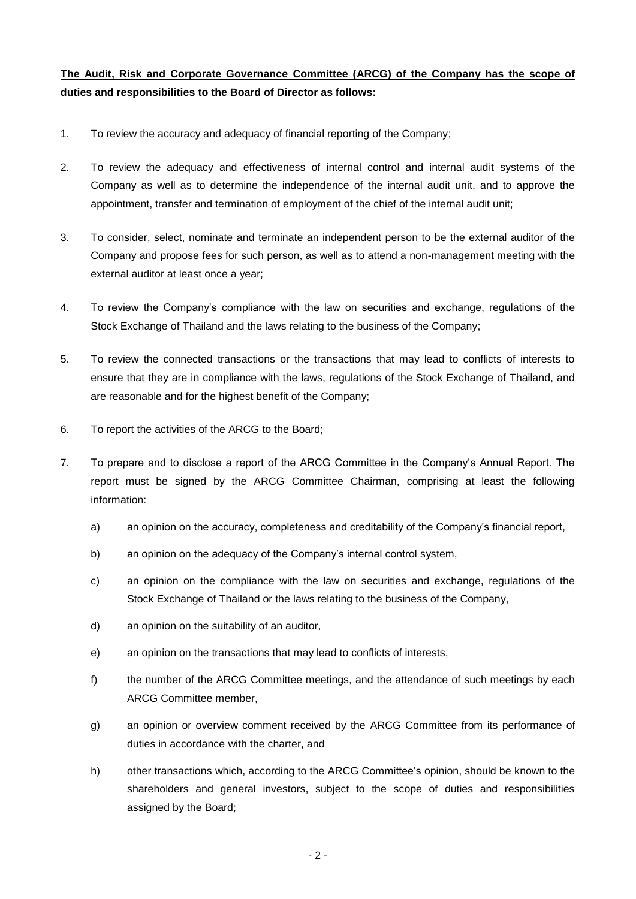**The Audit, Risk and Corporate Governance Committee (ARCG) of the Company has the scope of duties and responsibilities to the Board of Director as follows:**

1. To review the accuracy and adequacy of financial reporting of the Company;

2. To review the adequacy and effectiveness of internal control and internal audit systems of the Company as well as to determine the independence of the internal audit unit, and to approve the appointment, transfer and termination of employment of the chief of the internal audit unit;

3. To consider, select, nominate and terminate an independent person to be the external auditor of the Company and propose fees for such person, as well as to attend a non-management meeting with the external auditor at least once a year;

4. To review the Company's compliance with the law on securities and exchange, regulations of the Stock Exchange of Thailand and the laws relating to the business of the Company;

5. To review the connected transactions or the transactions that may lead to conflicts of interests to ensure that they are in compliance with the laws, regulations of the Stock Exchange of Thailand, and are reasonable and for the highest benefit of the Company;

6. To report the activities of the ARCG to the Board;

7. To prepare and to disclose a report of the ARCG Committee in the Company's Annual Report. The report must be signed by the ARCG Committee Chairman, comprising at least the following information:

   a) an opinion on the accuracy, completeness and creditability of the Company's financial report,

   b) an opinion on the adequacy of the Company's internal control system,

   c) an opinion on the compliance with the law on securities and exchange, regulations of the Stock Exchange of Thailand or the laws relating to the business of the Company,

   d) an opinion on the suitability of an auditor,

   e) an opinion on the transactions that may lead to conflicts of interests,

   f) the number of the ARCG Committee meetings, and the attendance of such meetings by each ARCG Committee member,

   g) an opinion or overview comment received by the ARCG Committee from its performance of duties in accordance with the charter, and

   h) other transactions which, according to the ARCG Committee's opinion, should be known to the shareholders and general investors, subject to the scope of duties and responsibilities assigned by the Board;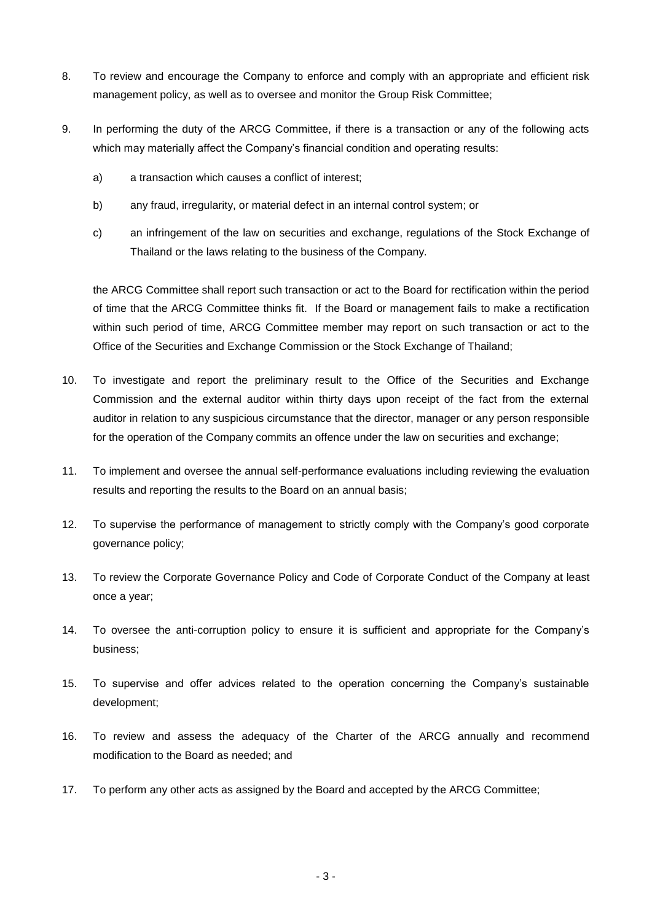8. To review and encourage the Company to enforce and comply with an appropriate and efficient risk management policy, as well as to oversee and monitor the Group Risk Committee;

9. In performing the duty of the ARCG Committee, if there is a transaction or any of the following acts which may materially affect the Company's financial condition and operating results:

   a) a transaction which causes a conflict of interest;

   b) any fraud, irregularity, or material defect in an internal control system; or

   c) an infringement of the law on securities and exchange, regulations of the Stock Exchange of Thailand or the laws relating to the business of the Company.

   the ARCG Committee shall report such transaction or act to the Board for rectification within the period of time that the ARCG Committee thinks fit. If the Board or management fails to make a rectification within such period of time, ARCG Committee member may report on such transaction or act to the Office of the Securities and Exchange Commission or the Stock Exchange of Thailand;

10. To investigate and report the preliminary result to the Office of the Securities and Exchange Commission and the external auditor within thirty days upon receipt of the fact from the external auditor in relation to any suspicious circumstance that the director, manager or any person responsible for the operation of the Company commits an offence under the law on securities and exchange;

11. To implement and oversee the annual self-performance evaluations including reviewing the evaluation results and reporting the results to the Board on an annual basis;

12. To supervise the performance of management to strictly comply with the Company's good corporate governance policy;

13. To review the Corporate Governance Policy and Code of Corporate Conduct of the Company at least once a year;

14. To oversee the anti-corruption policy to ensure it is sufficient and appropriate for the Company's business;

15. To supervise and offer advices related to the operation concerning the Company's sustainable development;

16. To review and assess the adequacy of the Charter of the ARCG annually and recommend modification to the Board as needed; and

17. To perform any other acts as assigned by the Board and accepted by the ARCG Committee;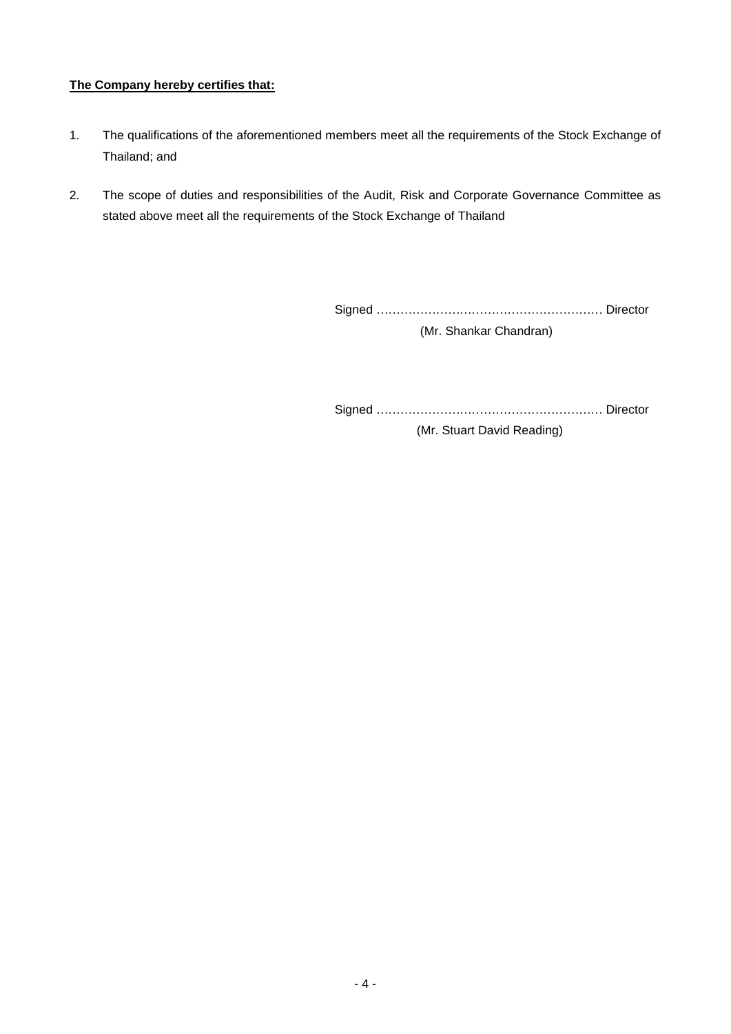**The Company hereby certifies that:**

1. The qualifications of the aforementioned members meet all the requirements of the Stock Exchange of Thailand; and

2. The scope of duties and responsibilities of the Audit, Risk and Corporate Governance Committee as stated above meet all the requirements of the Stock Exchange of Thailand

Signed ………………………………………………… Director
(Mr. Shankar Chandran)

Signed ………………………………………………… Director
(Mr. Stuart David Reading)